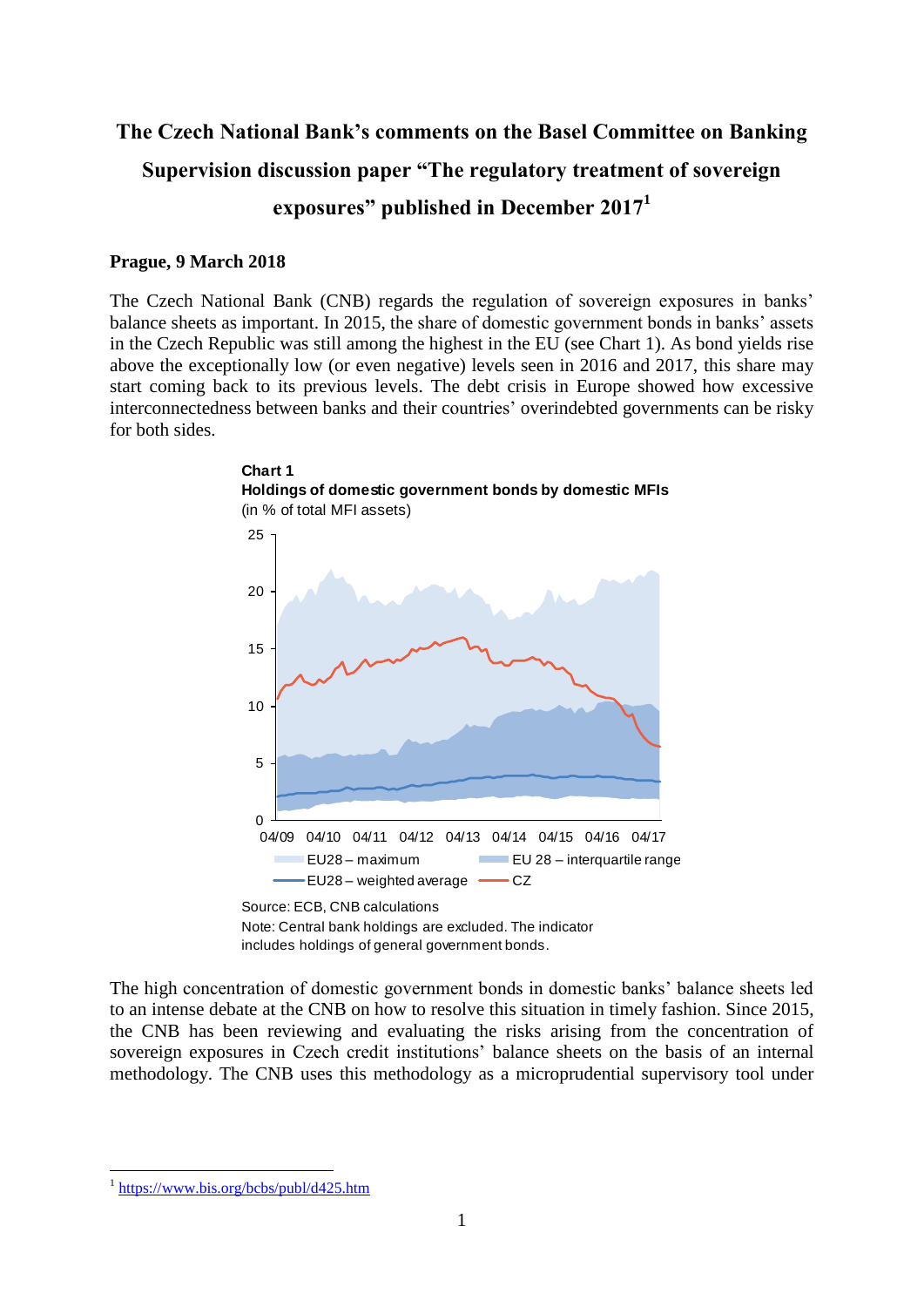# The Czech National Bank's comments on the Basel Committee on Banking Supervision discussion paper "The regulatory treatment of sovereign exposures" published in December 2017[1]

**Prague, 9 March 2018**

The Czech National Bank (CNB) regards the regulation of sovereign exposures in banks' balance sheets as important. In 2015, the share of domestic government bonds in banks' assets in the Czech Republic was still among the highest in the EU (see Chart 1). As bond yields rise above the exceptionally low (or even negative) levels seen in 2016 and 2017, this share may start coming back to its previous levels. The debt crisis in Europe showed how excessive interconnectedness between banks and their countries' overindebted governments can be risky for both sides.

**Chart 1**
**Holdings of domestic government bonds by domestic MFIs**
(in % of total MFI assets)

Legend: EU28 – maximum; EU 28 – interquartile range; EU28 – weighted average; CZ

Source: ECB, CNB calculations
Note: Central bank holdings are excluded. The indicator includes holdings of general government bonds.

The high concentration of domestic government bonds in domestic banks' balance sheets led to an intense debate at the CNB on how to resolve this situation in timely fashion. Since 2015, the CNB has been reviewing and evaluating the risks arising from the concentration of sovereign exposures in Czech credit institutions' balance sheets on the basis of an internal methodology. The CNB uses this methodology as a microprudential supervisory tool under

[1] https://www.bis.org/bcbs/publ/d425.htm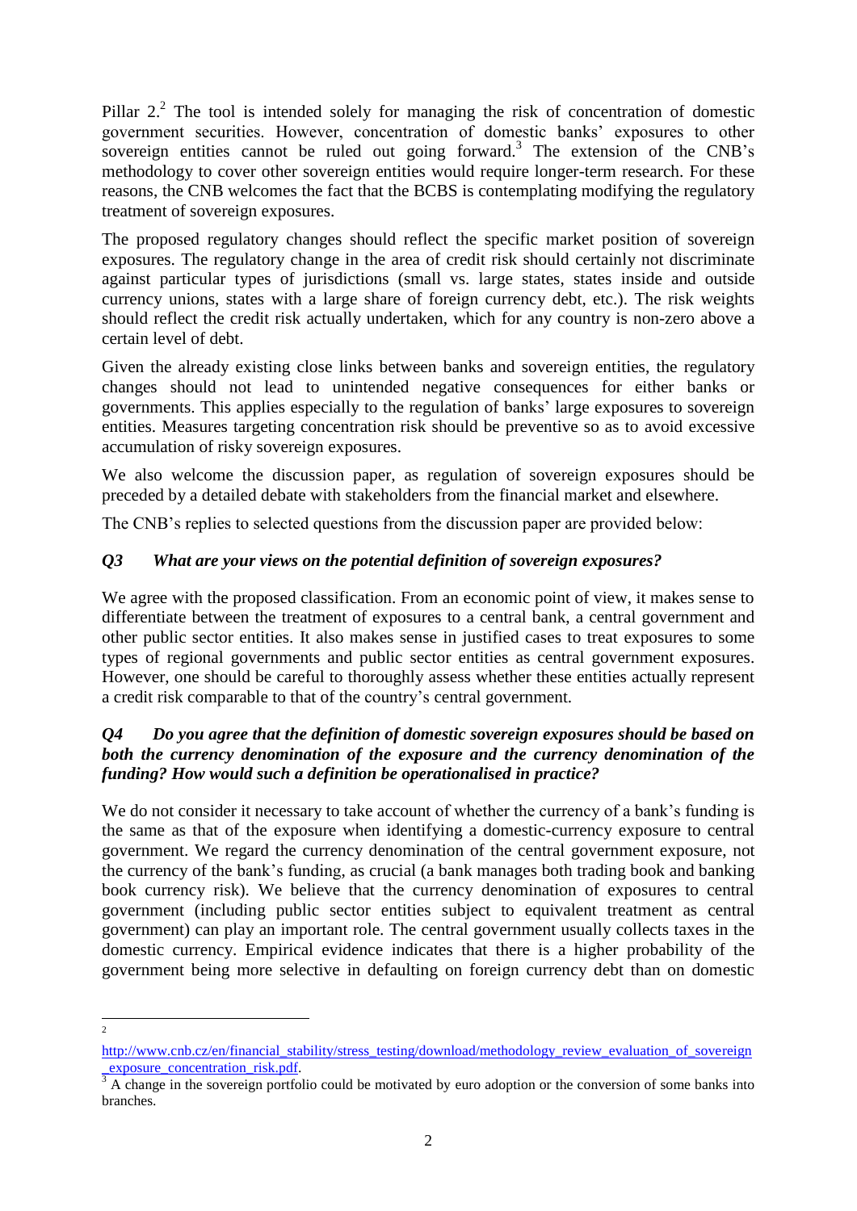Pillar 2.[2] The tool is intended solely for managing the risk of concentration of domestic government securities. However, concentration of domestic banks' exposures to other sovereign entities cannot be ruled out going forward.[3] The extension of the CNB's methodology to cover other sovereign entities would require longer-term research. For these reasons, the CNB welcomes the fact that the BCBS is contemplating modifying the regulatory treatment of sovereign exposures.

The proposed regulatory changes should reflect the specific market position of sovereign exposures. The regulatory change in the area of credit risk should certainly not discriminate against particular types of jurisdictions (small vs. large states, states inside and outside currency unions, states with a large share of foreign currency debt, etc.). The risk weights should reflect the credit risk actually undertaken, which for any country is non-zero above a certain level of debt.

Given the already existing close links between banks and sovereign entities, the regulatory changes should not lead to unintended negative consequences for either banks or governments. This applies especially to the regulation of banks' large exposures to sovereign entities. Measures targeting concentration risk should be preventive so as to avoid excessive accumulation of risky sovereign exposures.

We also welcome the discussion paper, as regulation of sovereign exposures should be preceded by a detailed debate with stakeholders from the financial market and elsewhere.

The CNB's replies to selected questions from the discussion paper are provided below:

### *Q3 What are your views on the potential definition of sovereign exposures?*

We agree with the proposed classification. From an economic point of view, it makes sense to differentiate between the treatment of exposures to a central bank, a central government and other public sector entities. It also makes sense in justified cases to treat exposures to some types of regional governments and public sector entities as central government exposures. However, one should be careful to thoroughly assess whether these entities actually represent a credit risk comparable to that of the country's central government.

### *Q4 Do you agree that the definition of domestic sovereign exposures should be based on both the currency denomination of the exposure and the currency denomination of the funding? How would such a definition be operationalised in practice?*

We do not consider it necessary to take account of whether the currency of a bank's funding is the same as that of the exposure when identifying a domestic-currency exposure to central government. We regard the currency denomination of the central government exposure, not the currency of the bank's funding, as crucial (a bank manages both trading book and banking book currency risk). We believe that the currency denomination of exposures to central government (including public sector entities subject to equivalent treatment as central government) can play an important role. The central government usually collects taxes in the domestic currency. Empirical evidence indicates that there is a higher probability of the government being more selective in defaulting on foreign currency debt than on domestic

---

[2] http://www.cnb.cz/en/financial_stability/stress_testing/download/methodology_review_evaluation_of_sovereign_exposure_concentration_risk.pdf.

[3] A change in the sovereign portfolio could be motivated by euro adoption or the conversion of some banks into branches.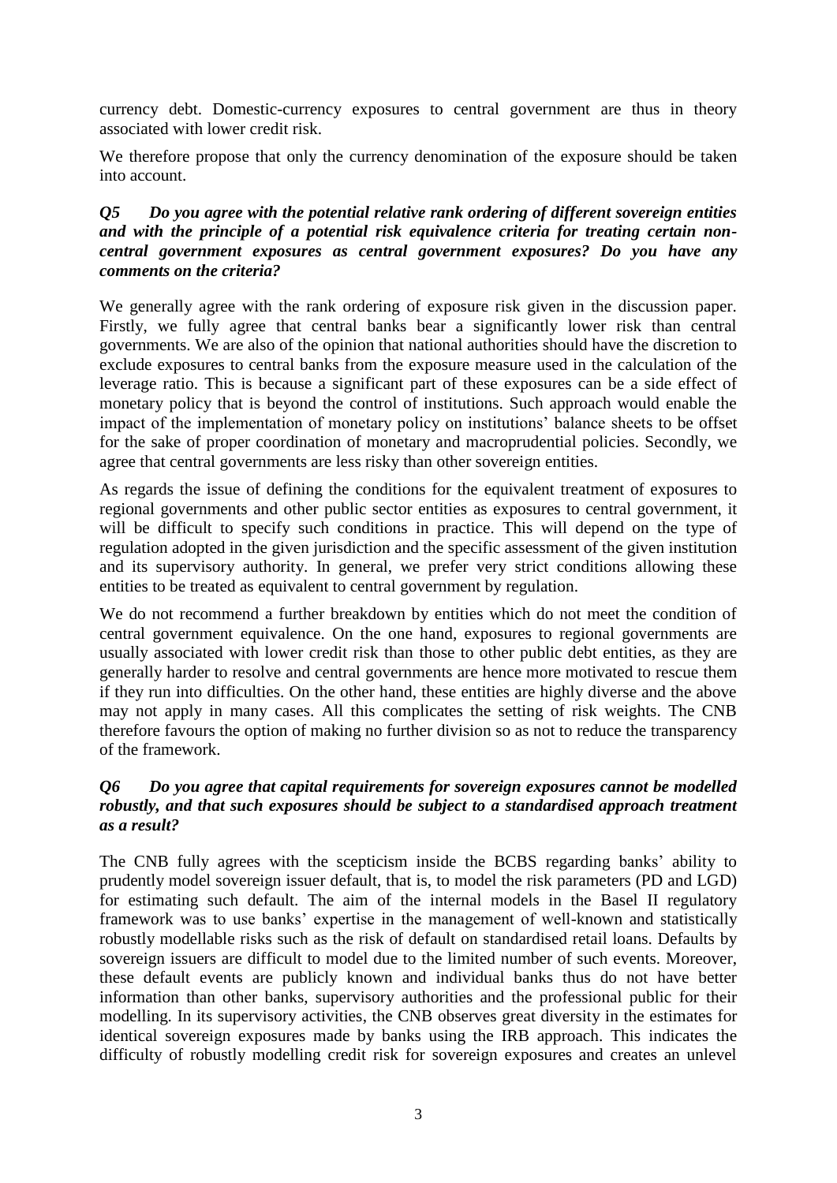currency debt. Domestic-currency exposures to central government are thus in theory associated with lower credit risk.

We therefore propose that only the currency denomination of the exposure should be taken into account.

### *Q5 Do you agree with the potential relative rank ordering of different sovereign entities and with the principle of a potential risk equivalence criteria for treating certain non-central government exposures as central government exposures? Do you have any comments on the criteria?*

We generally agree with the rank ordering of exposure risk given in the discussion paper. Firstly, we fully agree that central banks bear a significantly lower risk than central governments. We are also of the opinion that national authorities should have the discretion to exclude exposures to central banks from the exposure measure used in the calculation of the leverage ratio. This is because a significant part of these exposures can be a side effect of monetary policy that is beyond the control of institutions. Such approach would enable the impact of the implementation of monetary policy on institutions' balance sheets to be offset for the sake of proper coordination of monetary and macroprudential policies. Secondly, we agree that central governments are less risky than other sovereign entities.

As regards the issue of defining the conditions for the equivalent treatment of exposures to regional governments and other public sector entities as exposures to central government, it will be difficult to specify such conditions in practice. This will depend on the type of regulation adopted in the given jurisdiction and the specific assessment of the given institution and its supervisory authority. In general, we prefer very strict conditions allowing these entities to be treated as equivalent to central government by regulation.

We do not recommend a further breakdown by entities which do not meet the condition of central government equivalence. On the one hand, exposures to regional governments are usually associated with lower credit risk than those to other public debt entities, as they are generally harder to resolve and central governments are hence more motivated to rescue them if they run into difficulties. On the other hand, these entities are highly diverse and the above may not apply in many cases. All this complicates the setting of risk weights. The CNB therefore favours the option of making no further division so as not to reduce the transparency of the framework.

### *Q6 Do you agree that capital requirements for sovereign exposures cannot be modelled robustly, and that such exposures should be subject to a standardised approach treatment as a result?*

The CNB fully agrees with the scepticism inside the BCBS regarding banks' ability to prudently model sovereign issuer default, that is, to model the risk parameters (PD and LGD) for estimating such default. The aim of the internal models in the Basel II regulatory framework was to use banks' expertise in the management of well-known and statistically robustly modellable risks such as the risk of default on standardised retail loans. Defaults by sovereign issuers are difficult to model due to the limited number of such events. Moreover, these default events are publicly known and individual banks thus do not have better information than other banks, supervisory authorities and the professional public for their modelling. In its supervisory activities, the CNB observes great diversity in the estimates for identical sovereign exposures made by banks using the IRB approach. This indicates the difficulty of robustly modelling credit risk for sovereign exposures and creates an unlevel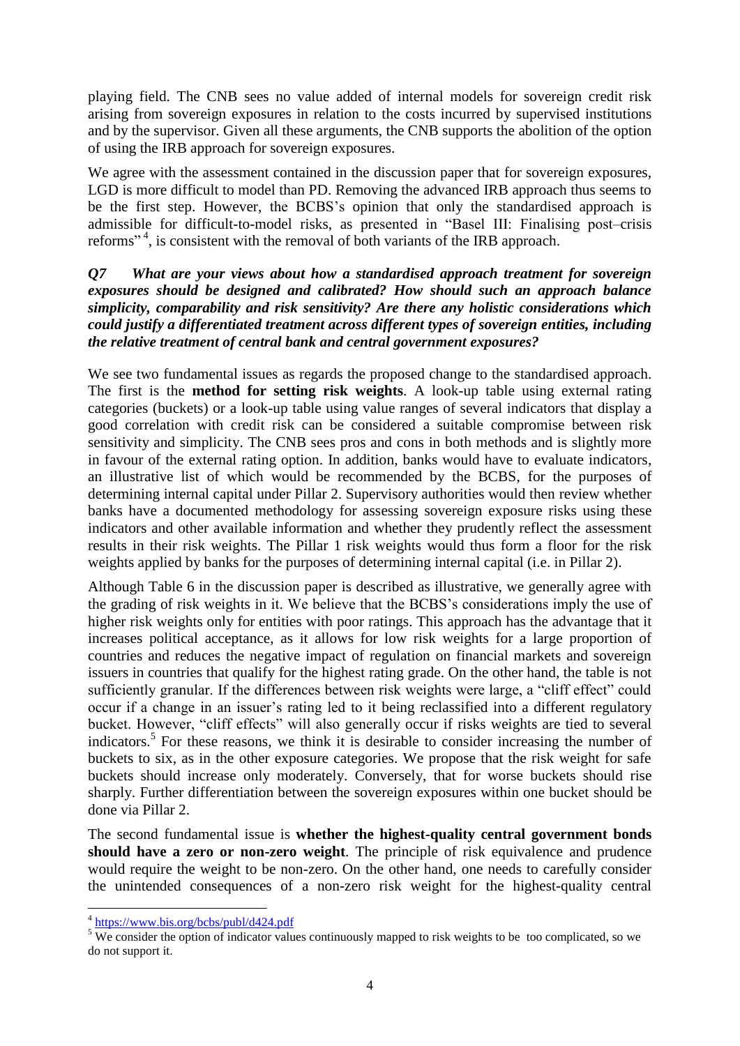playing field. The CNB sees no value added of internal models for sovereign credit risk arising from sovereign exposures in relation to the costs incurred by supervised institutions and by the supervisor. Given all these arguments, the CNB supports the abolition of the option of using the IRB approach for sovereign exposures.

We agree with the assessment contained in the discussion paper that for sovereign exposures, LGD is more difficult to model than PD. Removing the advanced IRB approach thus seems to be the first step. However, the BCBS's opinion that only the standardised approach is admissible for difficult-to-model risks, as presented in "Basel III: Finalising post–crisis reforms"[4], is consistent with the removal of both variants of the IRB approach.

***Q7 What are your views about how a standardised approach treatment for sovereign exposures should be designed and calibrated? How should such an approach balance simplicity, comparability and risk sensitivity? Are there any holistic considerations which could justify a differentiated treatment across different types of sovereign entities, including the relative treatment of central bank and central government exposures?***

We see two fundamental issues as regards the proposed change to the standardised approach. The first is the **method for setting risk weights**. A look-up table using external rating categories (buckets) or a look-up table using value ranges of several indicators that display a good correlation with credit risk can be considered a suitable compromise between risk sensitivity and simplicity. The CNB sees pros and cons in both methods and is slightly more in favour of the external rating option. In addition, banks would have to evaluate indicators, an illustrative list of which would be recommended by the BCBS, for the purposes of determining internal capital under Pillar 2. Supervisory authorities would then review whether banks have a documented methodology for assessing sovereign exposure risks using these indicators and other available information and whether they prudently reflect the assessment results in their risk weights. The Pillar 1 risk weights would thus form a floor for the risk weights applied by banks for the purposes of determining internal capital (i.e. in Pillar 2).

Although Table 6 in the discussion paper is described as illustrative, we generally agree with the grading of risk weights in it. We believe that the BCBS's considerations imply the use of higher risk weights only for entities with poor ratings. This approach has the advantage that it increases political acceptance, as it allows for low risk weights for a large proportion of countries and reduces the negative impact of regulation on financial markets and sovereign issuers in countries that qualify for the highest rating grade. On the other hand, the table is not sufficiently granular. If the differences between risk weights were large, a "cliff effect" could occur if a change in an issuer's rating led to it being reclassified into a different regulatory bucket. However, "cliff effects" will also generally occur if risks weights are tied to several indicators.[5] For these reasons, we think it is desirable to consider increasing the number of buckets to six, as in the other exposure categories. We propose that the risk weight for safe buckets should increase only moderately. Conversely, that for worse buckets should rise sharply. Further differentiation between the sovereign exposures within one bucket should be done via Pillar 2.

The second fundamental issue is **whether the highest-quality central government bonds should have a zero or non-zero weight**. The principle of risk equivalence and prudence would require the weight to be non-zero. On the other hand, one needs to carefully consider the unintended consequences of a non-zero risk weight for the highest-quality central

---

[4] https://www.bis.org/bcbs/publ/d424.pdf

[5] We consider the option of indicator values continuously mapped to risk weights to be too complicated, so we do not support it.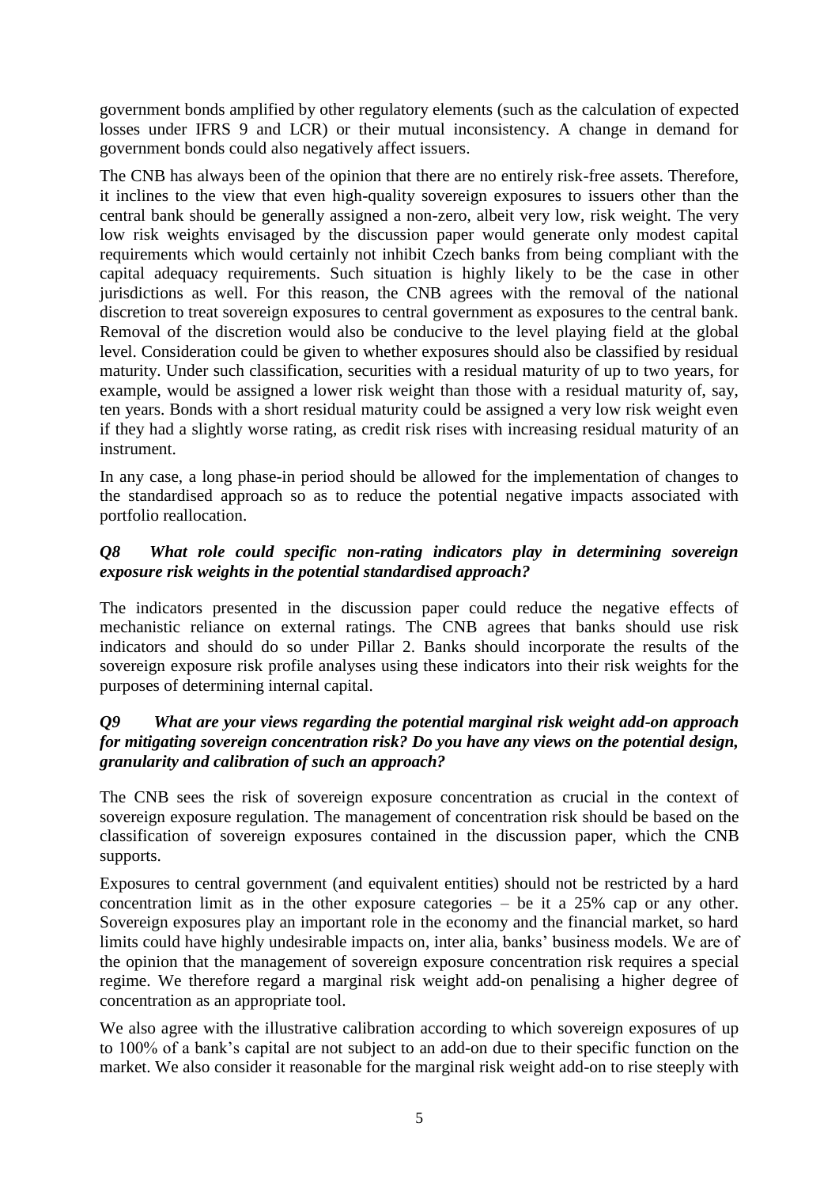government bonds amplified by other regulatory elements (such as the calculation of expected losses under IFRS 9 and LCR) or their mutual inconsistency. A change in demand for government bonds could also negatively affect issuers.

The CNB has always been of the opinion that there are no entirely risk-free assets. Therefore, it inclines to the view that even high-quality sovereign exposures to issuers other than the central bank should be generally assigned a non-zero, albeit very low, risk weight. The very low risk weights envisaged by the discussion paper would generate only modest capital requirements which would certainly not inhibit Czech banks from being compliant with the capital adequacy requirements. Such situation is highly likely to be the case in other jurisdictions as well. For this reason, the CNB agrees with the removal of the national discretion to treat sovereign exposures to central government as exposures to the central bank. Removal of the discretion would also be conducive to the level playing field at the global level. Consideration could be given to whether exposures should also be classified by residual maturity. Under such classification, securities with a residual maturity of up to two years, for example, would be assigned a lower risk weight than those with a residual maturity of, say, ten years. Bonds with a short residual maturity could be assigned a very low risk weight even if they had a slightly worse rating, as credit risk rises with increasing residual maturity of an instrument.

In any case, a long phase-in period should be allowed for the implementation of changes to the standardised approach so as to reduce the potential negative impacts associated with portfolio reallocation.

### *Q8 What role could specific non-rating indicators play in determining sovereign exposure risk weights in the potential standardised approach?*

The indicators presented in the discussion paper could reduce the negative effects of mechanistic reliance on external ratings. The CNB agrees that banks should use risk indicators and should do so under Pillar 2. Banks should incorporate the results of the sovereign exposure risk profile analyses using these indicators into their risk weights for the purposes of determining internal capital.

### *Q9 What are your views regarding the potential marginal risk weight add-on approach for mitigating sovereign concentration risk? Do you have any views on the potential design, granularity and calibration of such an approach?*

The CNB sees the risk of sovereign exposure concentration as crucial in the context of sovereign exposure regulation. The management of concentration risk should be based on the classification of sovereign exposures contained in the discussion paper, which the CNB supports.

Exposures to central government (and equivalent entities) should not be restricted by a hard concentration limit as in the other exposure categories – be it a 25% cap or any other. Sovereign exposures play an important role in the economy and the financial market, so hard limits could have highly undesirable impacts on, inter alia, banks' business models. We are of the opinion that the management of sovereign exposure concentration risk requires a special regime. We therefore regard a marginal risk weight add-on penalising a higher degree of concentration as an appropriate tool.

We also agree with the illustrative calibration according to which sovereign exposures of up to 100% of a bank's capital are not subject to an add-on due to their specific function on the market. We also consider it reasonable for the marginal risk weight add-on to rise steeply with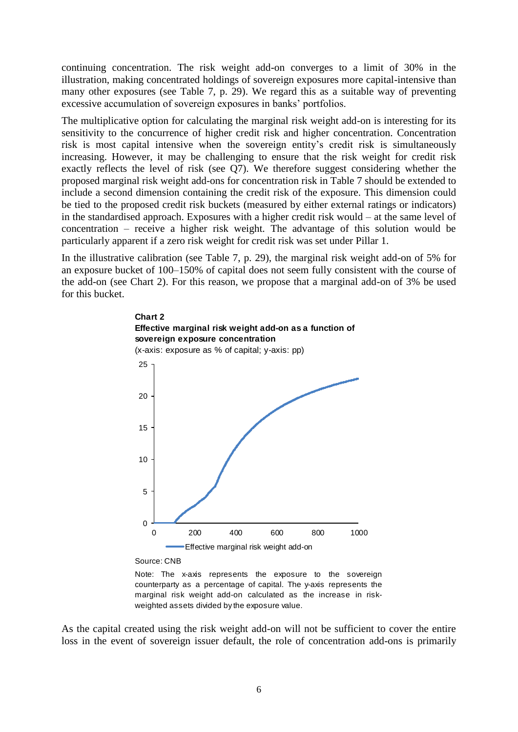continuing concentration. The risk weight add-on converges to a limit of 30% in the illustration, making concentrated holdings of sovereign exposures more capital-intensive than many other exposures (see Table 7, p. 29). We regard this as a suitable way of preventing excessive accumulation of sovereign exposures in banks' portfolios.

The multiplicative option for calculating the marginal risk weight add-on is interesting for its sensitivity to the concurrence of higher credit risk and higher concentration. Concentration risk is most capital intensive when the sovereign entity's credit risk is simultaneously increasing. However, it may be challenging to ensure that the risk weight for credit risk exactly reflects the level of risk (see Q7). We therefore suggest considering whether the proposed marginal risk weight add-ons for concentration risk in Table 7 should be extended to include a second dimension containing the credit risk of the exposure. This dimension could be tied to the proposed credit risk buckets (measured by either external ratings or indicators) in the standardised approach. Exposures with a higher credit risk would – at the same level of concentration – receive a higher risk weight. The advantage of this solution would be particularly apparent if a zero risk weight for credit risk was set under Pillar 1.

In the illustrative calibration (see Table 7, p. 29), the marginal risk weight add-on of 5% for an exposure bucket of 100–150% of capital does not seem fully consistent with the course of the add-on (see Chart 2). For this reason, we propose that a marginal add-on of 3% be used for this bucket.

**Chart 2**
**Effective marginal risk weight add-on as a function of sovereign exposure concentration**
(x-axis: exposure as % of capital; y-axis: pp)

Source: CNB

Note: The x-axis represents the exposure to the sovereign counterparty as a percentage of capital. The y-axis represents the marginal risk weight add-on calculated as the increase in risk-weighted assets divided by the exposure value.

As the capital created using the risk weight add-on will not be sufficient to cover the entire loss in the event of sovereign issuer default, the role of concentration add-ons is primarily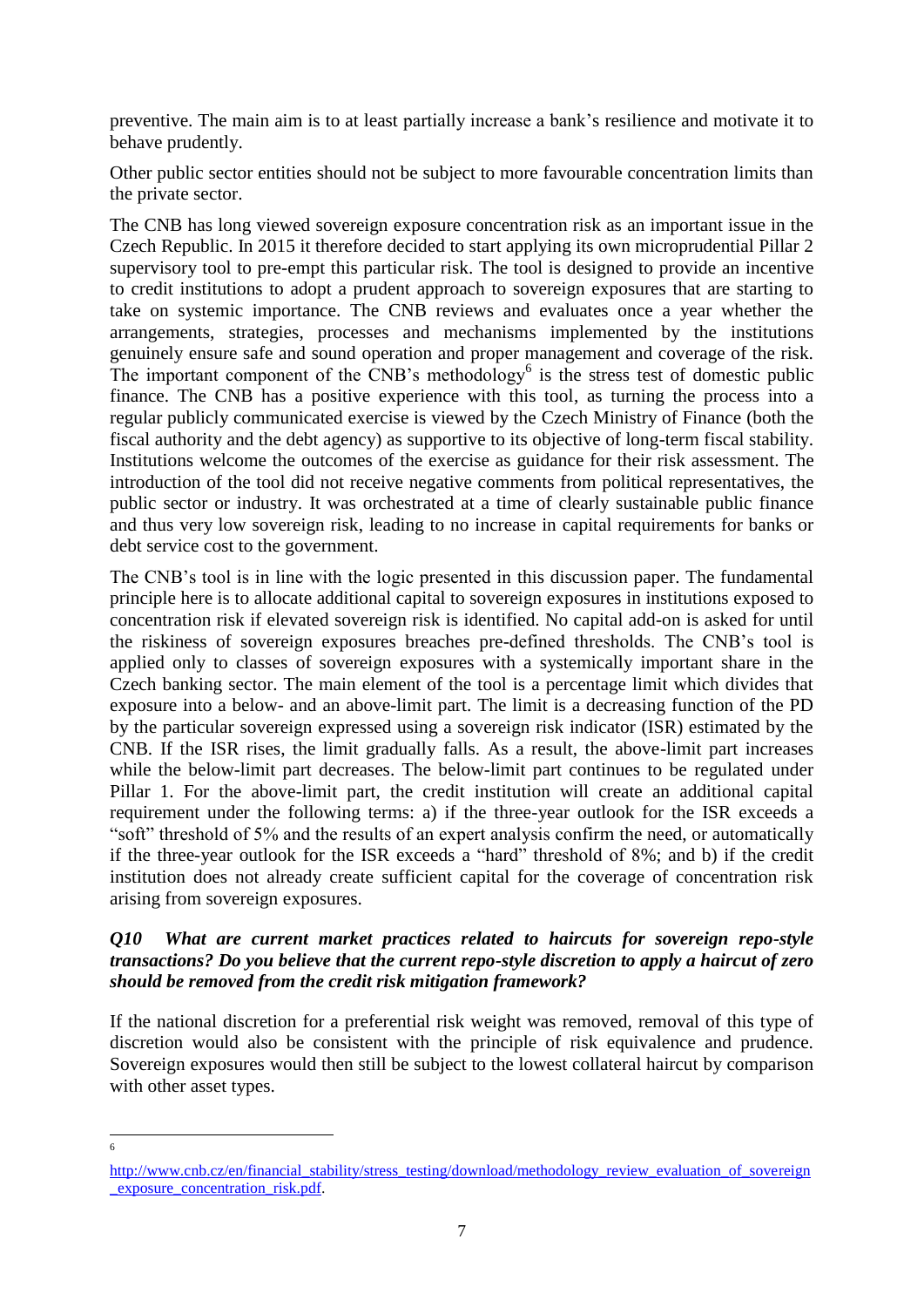preventive. The main aim is to at least partially increase a bank's resilience and motivate it to behave prudently.

Other public sector entities should not be subject to more favourable concentration limits than the private sector.

The CNB has long viewed sovereign exposure concentration risk as an important issue in the Czech Republic. In 2015 it therefore decided to start applying its own microprudential Pillar 2 supervisory tool to pre-empt this particular risk. The tool is designed to provide an incentive to credit institutions to adopt a prudent approach to sovereign exposures that are starting to take on systemic importance. The CNB reviews and evaluates once a year whether the arrangements, strategies, processes and mechanisms implemented by the institutions genuinely ensure safe and sound operation and proper management and coverage of the risk. The important component of the CNB's methodology[6] is the stress test of domestic public finance. The CNB has a positive experience with this tool, as turning the process into a regular publicly communicated exercise is viewed by the Czech Ministry of Finance (both the fiscal authority and the debt agency) as supportive to its objective of long-term fiscal stability. Institutions welcome the outcomes of the exercise as guidance for their risk assessment. The introduction of the tool did not receive negative comments from political representatives, the public sector or industry. It was orchestrated at a time of clearly sustainable public finance and thus very low sovereign risk, leading to no increase in capital requirements for banks or debt service cost to the government.

The CNB's tool is in line with the logic presented in this discussion paper. The fundamental principle here is to allocate additional capital to sovereign exposures in institutions exposed to concentration risk if elevated sovereign risk is identified. No capital add-on is asked for until the riskiness of sovereign exposures breaches pre-defined thresholds. The CNB's tool is applied only to classes of sovereign exposures with a systemically important share in the Czech banking sector. The main element of the tool is a percentage limit which divides that exposure into a below- and an above-limit part. The limit is a decreasing function of the PD by the particular sovereign expressed using a sovereign risk indicator (ISR) estimated by the CNB. If the ISR rises, the limit gradually falls. As a result, the above-limit part increases while the below-limit part decreases. The below-limit part continues to be regulated under Pillar 1. For the above-limit part, the credit institution will create an additional capital requirement under the following terms: a) if the three-year outlook for the ISR exceeds a "soft" threshold of 5% and the results of an expert analysis confirm the need, or automatically if the three-year outlook for the ISR exceeds a "hard" threshold of 8%; and b) if the credit institution does not already create sufficient capital for the coverage of concentration risk arising from sovereign exposures.

***Q10 What are current market practices related to haircuts for sovereign repo-style transactions? Do you believe that the current repo-style discretion to apply a haircut of zero should be removed from the credit risk mitigation framework?***

If the national discretion for a preferential risk weight was removed, removal of this type of discretion would also be consistent with the principle of risk equivalence and prudence. Sovereign exposures would then still be subject to the lowest collateral haircut by comparison with other asset types.

---

[6] http://www.cnb.cz/en/financial_stability/stress_testing/download/methodology_review_evaluation_of_sovereign_exposure_concentration_risk.pdf.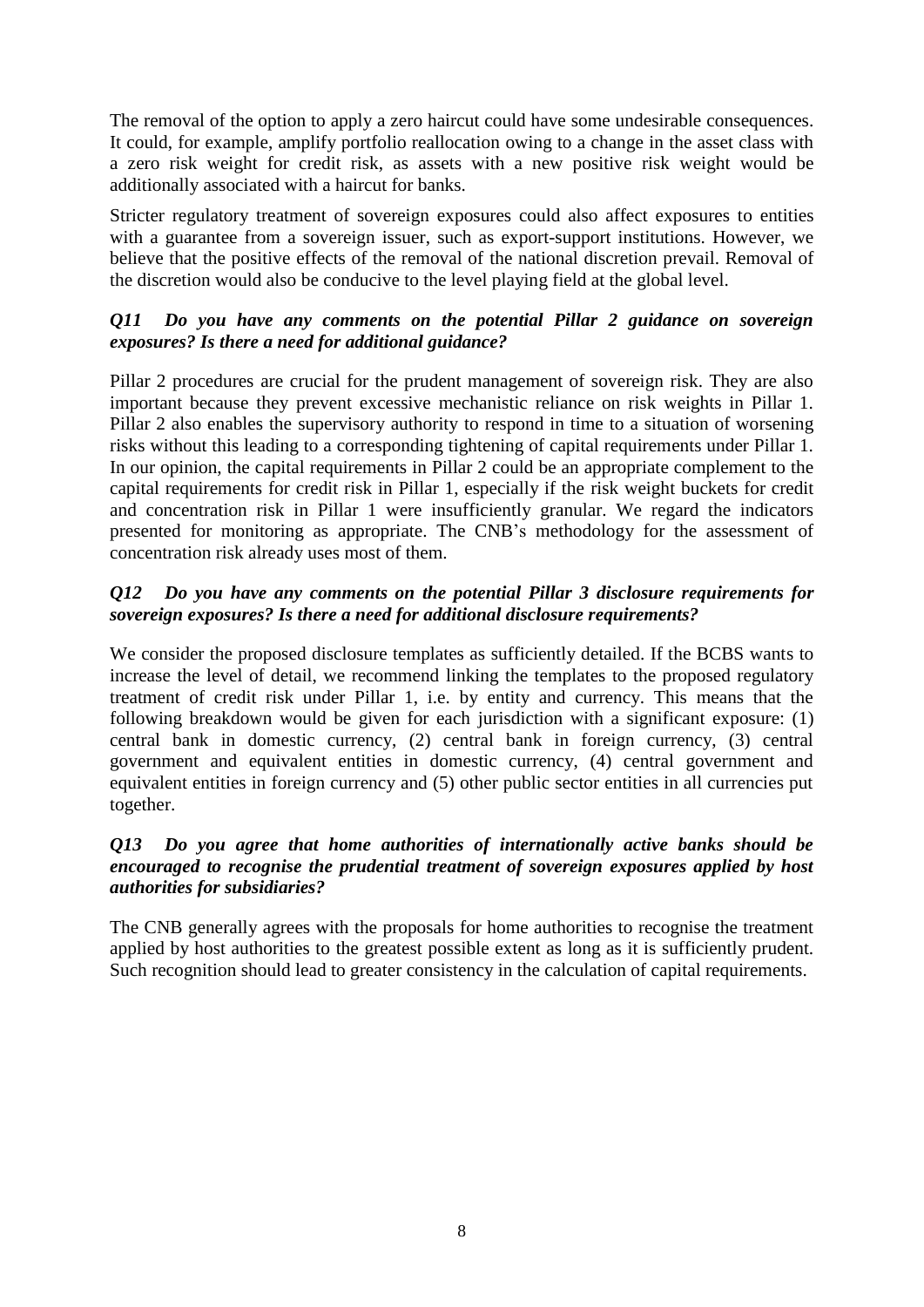The removal of the option to apply a zero haircut could have some undesirable consequences. It could, for example, amplify portfolio reallocation owing to a change in the asset class with a zero risk weight for credit risk, as assets with a new positive risk weight would be additionally associated with a haircut for banks.

Stricter regulatory treatment of sovereign exposures could also affect exposures to entities with a guarantee from a sovereign issuer, such as export-support institutions. However, we believe that the positive effects of the removal of the national discretion prevail. Removal of the discretion would also be conducive to the level playing field at the global level.

***Q11 Do you have any comments on the potential Pillar 2 guidance on sovereign exposures? Is there a need for additional guidance?***

Pillar 2 procedures are crucial for the prudent management of sovereign risk. They are also important because they prevent excessive mechanistic reliance on risk weights in Pillar 1. Pillar 2 also enables the supervisory authority to respond in time to a situation of worsening risks without this leading to a corresponding tightening of capital requirements under Pillar 1. In our opinion, the capital requirements in Pillar 2 could be an appropriate complement to the capital requirements for credit risk in Pillar 1, especially if the risk weight buckets for credit and concentration risk in Pillar 1 were insufficiently granular. We regard the indicators presented for monitoring as appropriate. The CNB's methodology for the assessment of concentration risk already uses most of them.

***Q12 Do you have any comments on the potential Pillar 3 disclosure requirements for sovereign exposures? Is there a need for additional disclosure requirements?***

We consider the proposed disclosure templates as sufficiently detailed. If the BCBS wants to increase the level of detail, we recommend linking the templates to the proposed regulatory treatment of credit risk under Pillar 1, i.e. by entity and currency. This means that the following breakdown would be given for each jurisdiction with a significant exposure: (1) central bank in domestic currency, (2) central bank in foreign currency, (3) central government and equivalent entities in domestic currency, (4) central government and equivalent entities in foreign currency and (5) other public sector entities in all currencies put together.

***Q13 Do you agree that home authorities of internationally active banks should be encouraged to recognise the prudential treatment of sovereign exposures applied by host authorities for subsidiaries?***

The CNB generally agrees with the proposals for home authorities to recognise the treatment applied by host authorities to the greatest possible extent as long as it is sufficiently prudent. Such recognition should lead to greater consistency in the calculation of capital requirements.